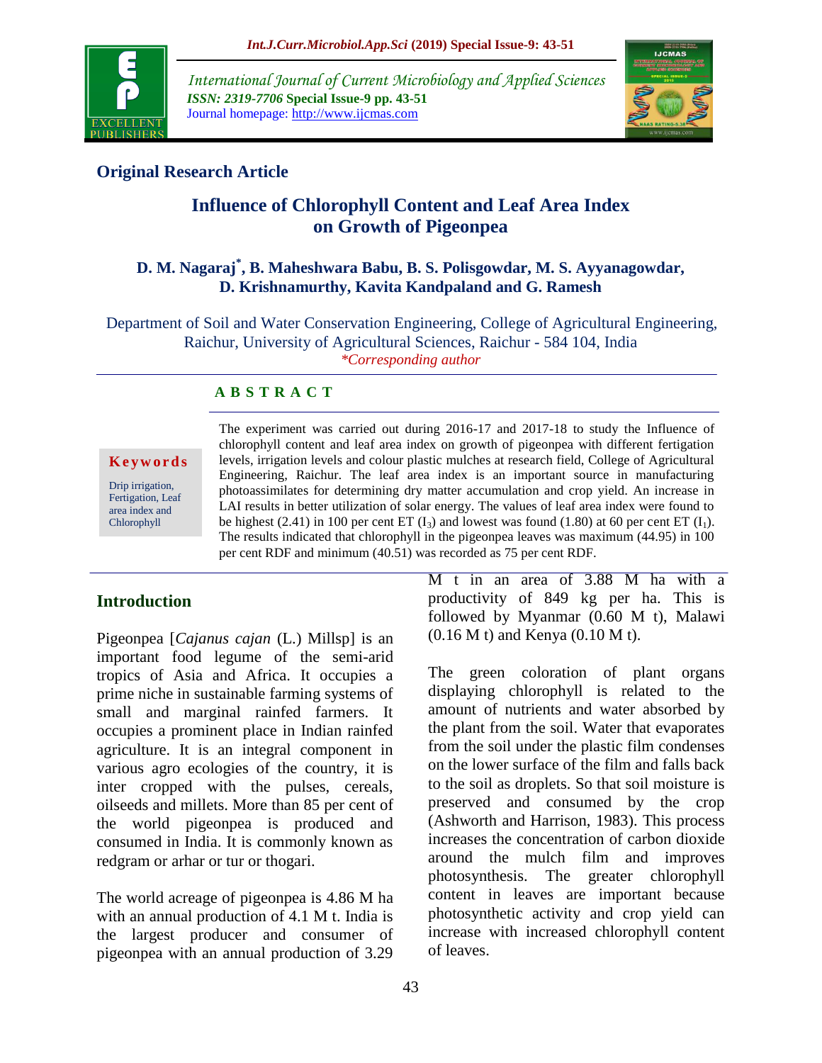**Original Research Article**

# Influence of Chlorophyll Content and Leaf Area Index on Growth of Pigeonpea

**D. M. Nagaraj*, B. Maheshwara Babu, B. S. Polisgowdar, M. S. Ayyanagowdar, D. Krishnamurthy, Kavita Kandpaland and G. Ramesh**

Department of Soil and Water Conservation Engineering, College of Agricultural Engineering, Raichur, University of Agricultural Sciences, Raichur - 584 104, India

*Corresponding author

**Keywords**

Drip irrigation, Fertigation, Leaf area index and Chlorophyll

**ABSTRACT**

The experiment was carried out during 2016-17 and 2017-18 to study the Influence of chlorophyll content and leaf area index on growth of pigeonpea with different fertigation levels, irrigation levels and colour plastic mulches at research field, College of Agricultural Engineering, Raichur. The leaf area index is an important source in manufacturing photoassimilates for determining dry matter accumulation and crop yield. An increase in LAI results in better utilization of solar energy. The values of leaf area index were found to be highest (2.41) in 100 per cent ET ($I_3$) and lowest was found (1.80) at 60 per cent ET ($I_1$). The results indicated that chlorophyll in the pigeonpea leaves was maximum (44.95) in 100 per cent RDF and minimum (40.51) was recorded as 75 per cent RDF.

## Introduction

Pigeonpea [*Cajanus cajan* (L.) Millsp] is an important food legume of the semi-arid tropics of Asia and Africa. It occupies a prime niche in sustainable farming systems of small and marginal rainfed farmers. It occupies a prominent place in Indian rainfed agriculture. It is an integral component in various agro ecologies of the country, it is inter cropped with the pulses, cereals, oilseeds and millets. More than 85 per cent of the world pigeonpea is produced and consumed in India. It is commonly known as redgram or arhar or tur or thogari.

The world acreage of pigeonpea is 4.86 M ha with an annual production of 4.1 M t. India is the largest producer and consumer of pigeonpea with an annual production of 3.29 M t in an area of 3.88 M ha with a productivity of 849 kg per ha. This is followed by Myanmar (0.60 M t), Malawi (0.16 M t) and Kenya (0.10 M t).

The green coloration of plant organs displaying chlorophyll is related to the amount of nutrients and water absorbed by the plant from the soil. Water that evaporates from the soil under the plastic film condenses on the lower surface of the film and falls back to the soil as droplets. So that soil moisture is preserved and consumed by the crop (Ashworth and Harrison, 1983). This process increases the concentration of carbon dioxide around the mulch film and improves photosynthesis. The greater chlorophyll content in leaves are important because photosynthetic activity and crop yield can increase with increased chlorophyll content of leaves.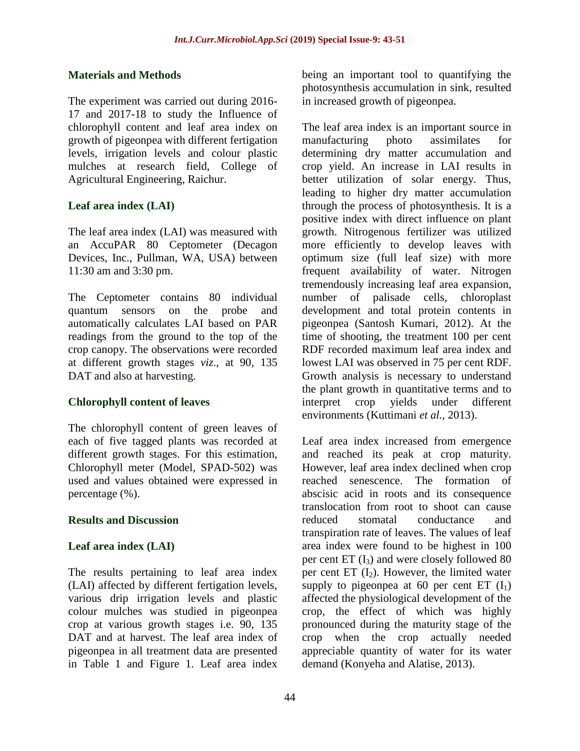## Materials and Methods

The experiment was carried out during 2016-17 and 2017-18 to study the Influence of chlorophyll content and leaf area index on growth of pigeonpea with different fertigation levels, irrigation levels and colour plastic mulches at research field, College of Agricultural Engineering, Raichur.

### Leaf area index (LAI)

The leaf area index (LAI) was measured with an AccuPAR 80 Ceptometer (Decagon Devices, Inc., Pullman, WA, USA) between 11:30 am and 3:30 pm.

The Ceptometer contains 80 individual quantum sensors on the probe and automatically calculates LAI based on PAR readings from the ground to the top of the crop canopy. The observations were recorded at different growth stages *viz*., at 90, 135 DAT and also at harvesting.

### Chlorophyll content of leaves

The chlorophyll content of green leaves of each of five tagged plants was recorded at different growth stages. For this estimation, Chlorophyll meter (Model, SPAD-502) was used and values obtained were expressed in percentage (%).

## Results and Discussion

### Leaf area index (LAI)

The results pertaining to leaf area index (LAI) affected by different fertigation levels, various drip irrigation levels and plastic colour mulches was studied in pigeonpea crop at various growth stages i.e. 90, 135 DAT and at harvest. The leaf area index of pigeonpea in all treatment data are presented in Table 1 and Figure 1. Leaf area index being an important tool to quantifying the photosynthesis accumulation in sink, resulted in increased growth of pigeonpea.

The leaf area index is an important source in manufacturing photo assimilates for determining dry matter accumulation and crop yield. An increase in LAI results in better utilization of solar energy. Thus, leading to higher dry matter accumulation through the process of photosynthesis. It is a positive index with direct influence on plant growth. Nitrogenous fertilizer was utilized more efficiently to develop leaves with optimum size (full leaf size) with more frequent availability of water. Nitrogen tremendously increasing leaf area expansion, number of palisade cells, chloroplast development and total protein contents in pigeonpea (Santosh Kumari, 2012). At the time of shooting, the treatment 100 per cent RDF recorded maximum leaf area index and lowest LAI was observed in 75 per cent RDF. Growth analysis is necessary to understand the plant growth in quantitative terms and to interpret crop yields under different environments (Kuttimani *et al.,* 2013).

Leaf area index increased from emergence and reached its peak at crop maturity. However, leaf area index declined when crop reached senescence. The formation of abscisic acid in roots and its consequence translocation from root to shoot can cause reduced stomatal conductance and transpiration rate of leaves. The values of leaf area index were found to be highest in 100 per cent ET ($I_3$) and were closely followed 80 per cent ET ($I_2$). However, the limited water supply to pigeonpea at 60 per cent ET ($I_1$) affected the physiological development of the crop, the effect of which was highly pronounced during the maturity stage of the crop when the crop actually needed appreciable quantity of water for its water demand (Konyeha and Alatise, 2013).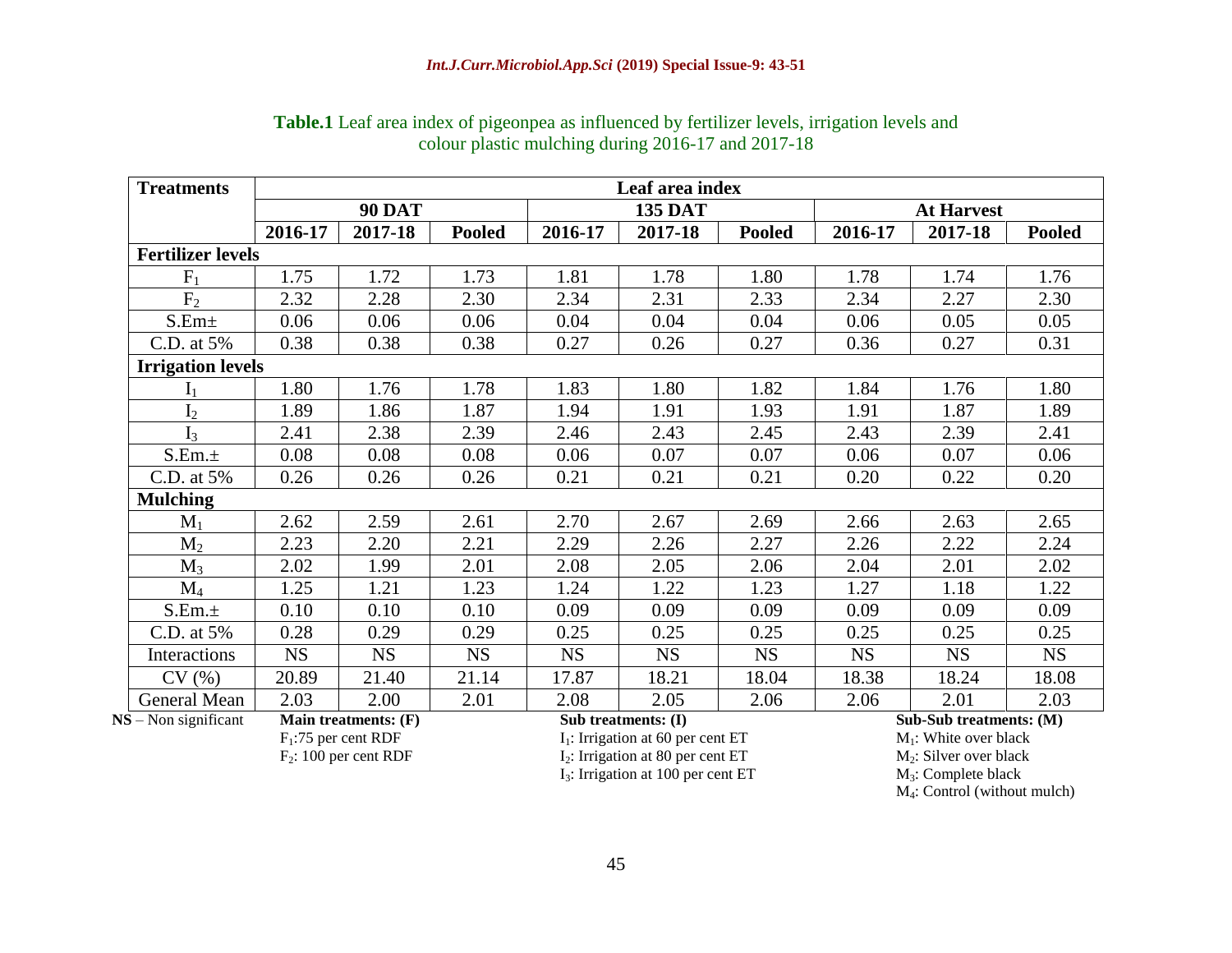**Table.1** Leaf area index of pigeonpea as influenced by fertilizer levels, irrigation levels and colour plastic mulching during 2016-17 and 2017-18

| Treatments | Leaf area index | | | | | | | | |
|---|---|---|---|---|---|---|---|---|---|
| | 90 DAT | | | 135 DAT | | | At Harvest | | |
| | 2016-17 | 2017-18 | Pooled | 2016-17 | 2017-18 | Pooled | 2016-17 | 2017-18 | Pooled |
| **Fertilizer levels** | | | | | | | | | |
| $F_1$ | 1.75 | 1.72 | 1.73 | 1.81 | 1.78 | 1.80 | 1.78 | 1.74 | 1.76 |
| $F_2$ | 2.32 | 2.28 | 2.30 | 2.34 | 2.31 | 2.33 | 2.34 | 2.27 | 2.30 |
| S.Em± | 0.06 | 0.06 | 0.06 | 0.04 | 0.04 | 0.04 | 0.06 | 0.05 | 0.05 |
| C.D. at 5% | 0.38 | 0.38 | 0.38 | 0.27 | 0.26 | 0.27 | 0.36 | 0.27 | 0.31 |
| **Irrigation levels** | | | | | | | | | |
| $I_1$ | 1.80 | 1.76 | 1.78 | 1.83 | 1.80 | 1.82 | 1.84 | 1.76 | 1.80 |
| $I_2$ | 1.89 | 1.86 | 1.87 | 1.94 | 1.91 | 1.93 | 1.91 | 1.87 | 1.89 |
| $I_3$ | 2.41 | 2.38 | 2.39 | 2.46 | 2.43 | 2.45 | 2.43 | 2.39 | 2.41 |
| S.Em.± | 0.08 | 0.08 | 0.08 | 0.06 | 0.07 | 0.07 | 0.06 | 0.07 | 0.06 |
| C.D. at 5% | 0.26 | 0.26 | 0.26 | 0.21 | 0.21 | 0.21 | 0.20 | 0.22 | 0.20 |
| **Mulching** | | | | | | | | | |
| $M_1$ | 2.62 | 2.59 | 2.61 | 2.70 | 2.67 | 2.69 | 2.66 | 2.63 | 2.65 |
| $M_2$ | 2.23 | 2.20 | 2.21 | 2.29 | 2.26 | 2.27 | 2.26 | 2.22 | 2.24 |
| $M_3$ | 2.02 | 1.99 | 2.01 | 2.08 | 2.05 | 2.06 | 2.04 | 2.01 | 2.02 |
| $M_4$ | 1.25 | 1.21 | 1.23 | 1.24 | 1.22 | 1.23 | 1.27 | 1.18 | 1.22 |
| S.Em.± | 0.10 | 0.10 | 0.10 | 0.09 | 0.09 | 0.09 | 0.09 | 0.09 | 0.09 |
| C.D. at 5% | 0.28 | 0.29 | 0.29 | 0.25 | 0.25 | 0.25 | 0.25 | 0.25 | 0.25 |
| Interactions | NS | NS | NS | NS | NS | NS | NS | NS | NS |
| CV (%) | 20.89 | 21.40 | 21.14 | 17.87 | 18.21 | 18.04 | 18.38 | 18.24 | 18.08 |
| General Mean | 2.03 | 2.00 | 2.01 | 2.08 | 2.05 | 2.06 | 2.06 | 2.01 | 2.03 |

**NS** – Non significant

**Main treatments: (F)**
$F_1$:75 per cent RDF
$F_2$: 100 per cent RDF

**Sub treatments: (I)**
$I_1$: Irrigation at 60 per cent ET
$I_2$: Irrigation at 80 per cent ET
$I_3$: Irrigation at 100 per cent ET

**Sub-Sub treatments: (M)**
$M_1$: White over black
$M_2$: Silver over black
$M_3$: Complete black
$M_4$: Control (without mulch)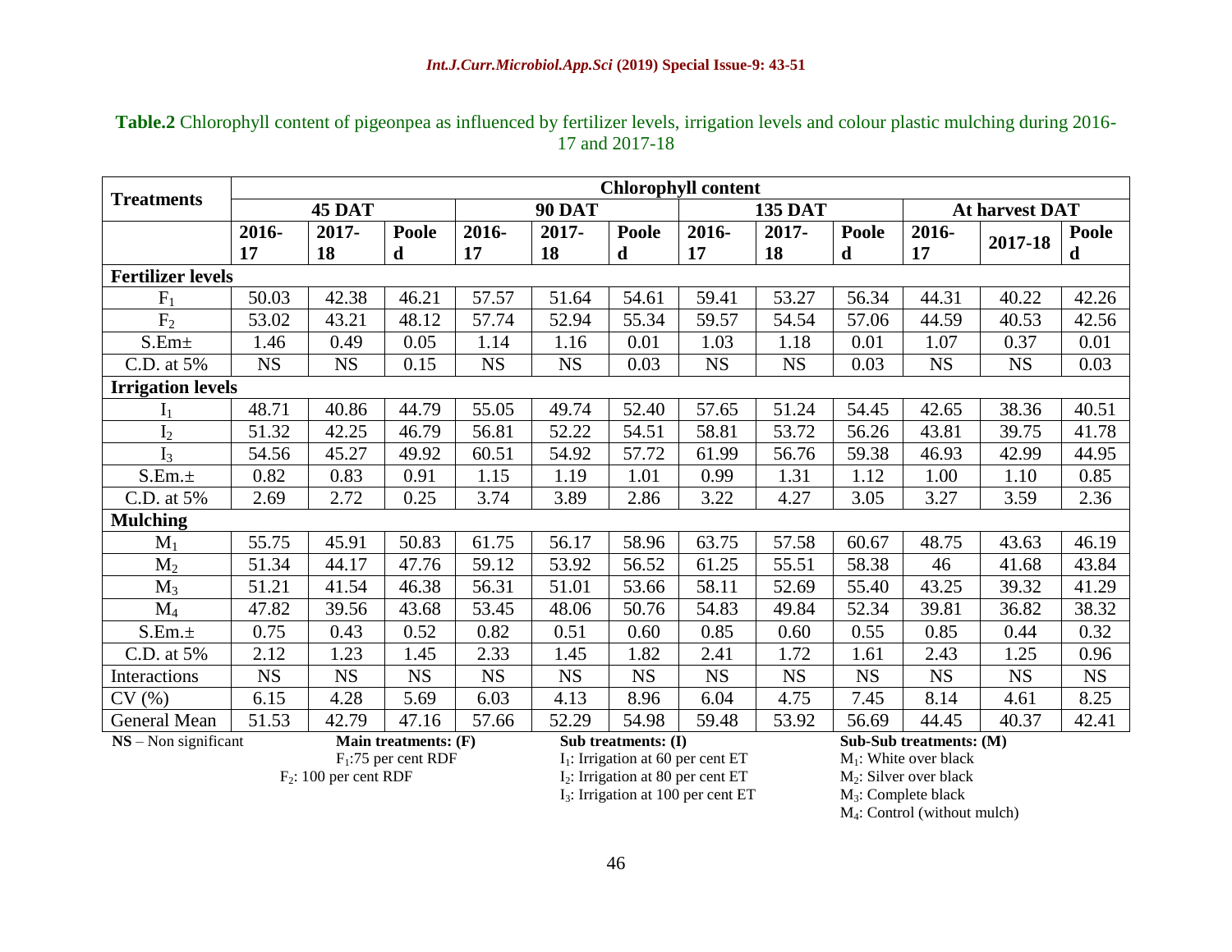**Table.2** Chlorophyll content of pigeonpea as influenced by fertilizer levels, irrigation levels and colour plastic mulching during 2016-17 and 2017-18

| Treatments | Chlorophyll content | | | | | | | | | | | |
|---|---|---|---|---|---|---|---|---|---|---|---|---|
| | 45 DAT | | | 90 DAT | | | 135 DAT | | | At harvest DAT | | |
| | 2016-17 | 2017-18 | Pooled | 2016-17 | 2017-18 | Pooled | 2016-17 | 2017-18 | Pooled | 2016-17 | 2017-18 | Pooled |
| **Fertilizer levels** | | | | | | | | | | | | |
| $F_1$ | 50.03 | 42.38 | 46.21 | 57.57 | 51.64 | 54.61 | 59.41 | 53.27 | 56.34 | 44.31 | 40.22 | 42.26 |
| $F_2$ | 53.02 | 43.21 | 48.12 | 57.74 | 52.94 | 55.34 | 59.57 | 54.54 | 57.06 | 44.59 | 40.53 | 42.56 |
| S.Em± | 1.46 | 0.49 | 0.05 | 1.14 | 1.16 | 0.01 | 1.03 | 1.18 | 0.01 | 1.07 | 0.37 | 0.01 |
| C.D. at 5% | NS | NS | 0.15 | NS | NS | 0.03 | NS | NS | 0.03 | NS | NS | 0.03 |
| **Irrigation levels** | | | | | | | | | | | | |
| $I_1$ | 48.71 | 40.86 | 44.79 | 55.05 | 49.74 | 52.40 | 57.65 | 51.24 | 54.45 | 42.65 | 38.36 | 40.51 |
| $I_2$ | 51.32 | 42.25 | 46.79 | 56.81 | 52.22 | 54.51 | 58.81 | 53.72 | 56.26 | 43.81 | 39.75 | 41.78 |
| $I_3$ | 54.56 | 45.27 | 49.92 | 60.51 | 54.92 | 57.72 | 61.99 | 56.76 | 59.38 | 46.93 | 42.99 | 44.95 |
| S.Em.± | 0.82 | 0.83 | 0.91 | 1.15 | 1.19 | 1.01 | 0.99 | 1.31 | 1.12 | 1.00 | 1.10 | 0.85 |
| C.D. at 5% | 2.69 | 2.72 | 0.25 | 3.74 | 3.89 | 2.86 | 3.22 | 4.27 | 3.05 | 3.27 | 3.59 | 2.36 |
| **Mulching** | | | | | | | | | | | | |
| $M_1$ | 55.75 | 45.91 | 50.83 | 61.75 | 56.17 | 58.96 | 63.75 | 57.58 | 60.67 | 48.75 | 43.63 | 46.19 |
| $M_2$ | 51.34 | 44.17 | 47.76 | 59.12 | 53.92 | 56.52 | 61.25 | 55.51 | 58.38 | 46 | 41.68 | 43.84 |
| $M_3$ | 51.21 | 41.54 | 46.38 | 56.31 | 51.01 | 53.66 | 58.11 | 52.69 | 55.40 | 43.25 | 39.32 | 41.29 |
| $M_4$ | 47.82 | 39.56 | 43.68 | 53.45 | 48.06 | 50.76 | 54.83 | 49.84 | 52.34 | 39.81 | 36.82 | 38.32 |
| S.Em.± | 0.75 | 0.43 | 0.52 | 0.82 | 0.51 | 0.60 | 0.85 | 0.60 | 0.55 | 0.85 | 0.44 | 0.32 |
| C.D. at 5% | 2.12 | 1.23 | 1.45 | 2.33 | 1.45 | 1.82 | 2.41 | 1.72 | 1.61 | 2.43 | 1.25 | 0.96 |
| Interactions | NS | NS | NS | NS | NS | NS | NS | NS | NS | NS | NS | NS |
| CV (%) | 6.15 | 4.28 | 5.69 | 6.03 | 4.13 | 8.96 | 6.04 | 4.75 | 7.45 | 8.14 | 4.61 | 8.25 |
| General Mean | 51.53 | 42.79 | 47.16 | 57.66 | 52.29 | 54.98 | 59.48 | 53.92 | 56.69 | 44.45 | 40.37 | 42.41 |

**NS** – Non significant

**Main treatments: (F)**
$F_1$: 75 per cent RDF
$F_2$: 100 per cent RDF

**Sub treatments: (I)**
$I_1$: Irrigation at 60 per cent ET
$I_2$: Irrigation at 80 per cent ET
$I_3$: Irrigation at 100 per cent ET

**Sub-Sub treatments: (M)**
$M_1$: White over black
$M_2$: Silver over black
$M_3$: Complete black
$M_4$: Control (without mulch)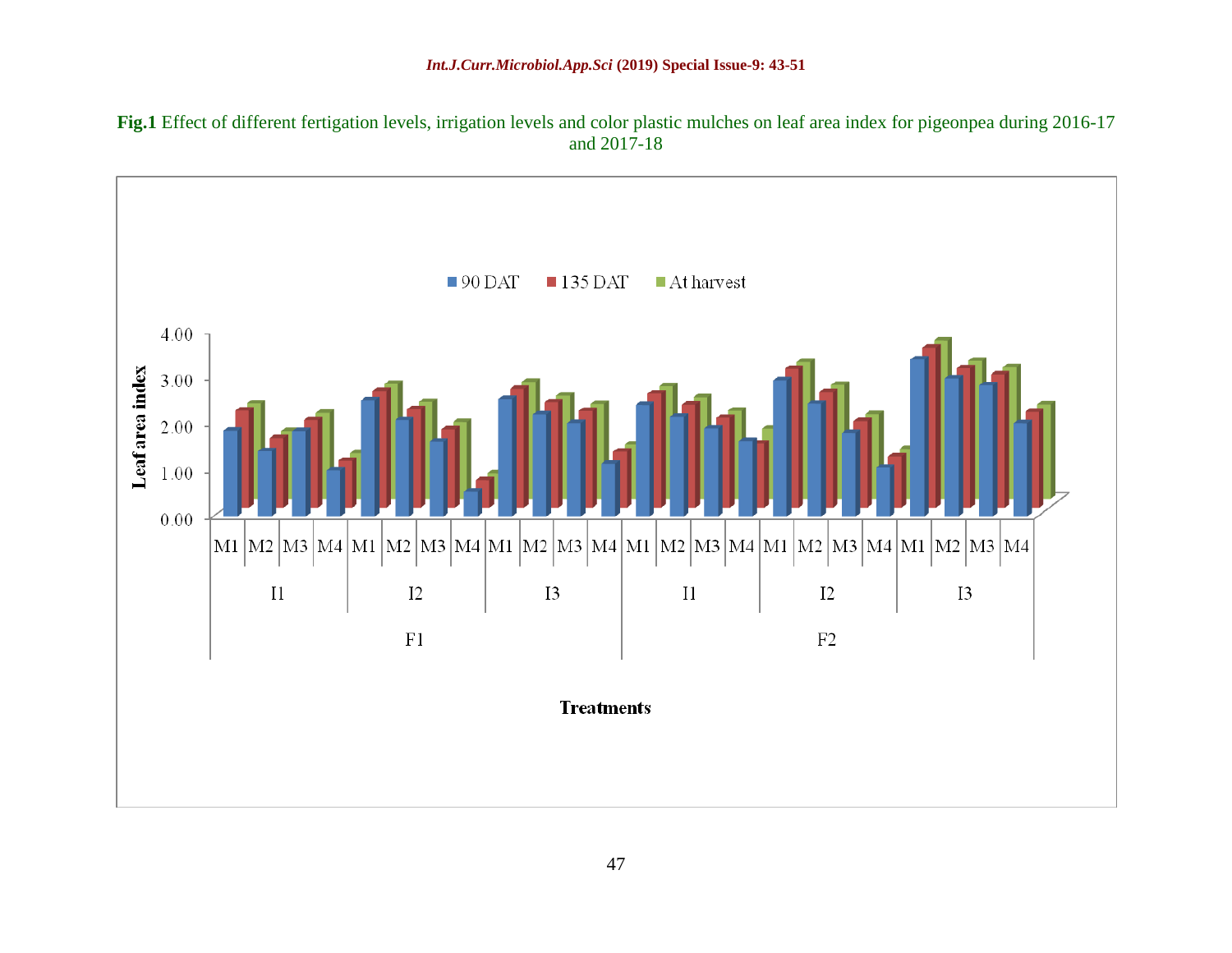**Fig.1** Effect of different fertigation levels, irrigation levels and color plastic mulches on leaf area index for pigeonpea during 2016-17 and 2017-18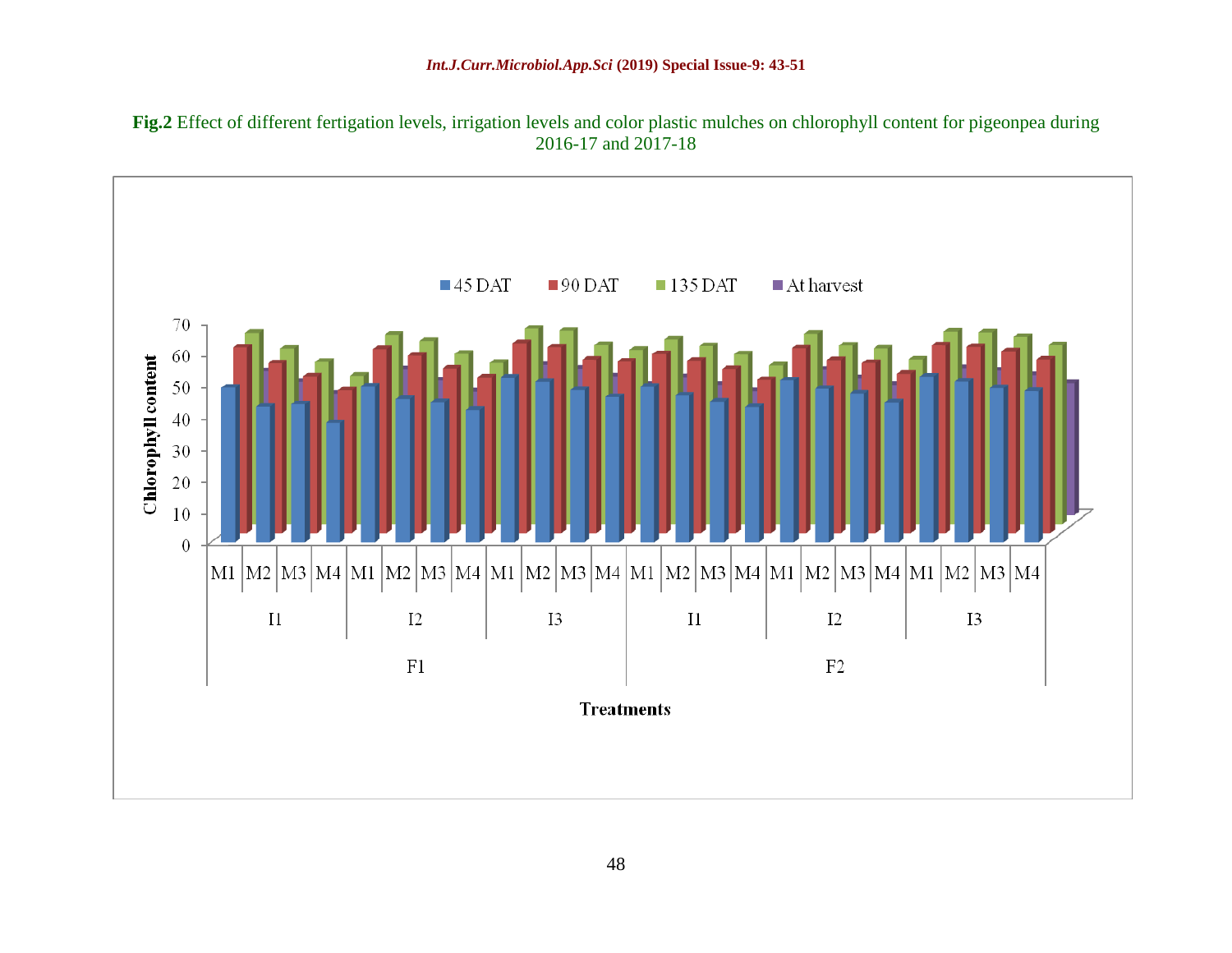**Fig.2** Effect of different fertigation levels, irrigation levels and color plastic mulches on chlorophyll content for pigeonpea during 2016-17 and 2017-18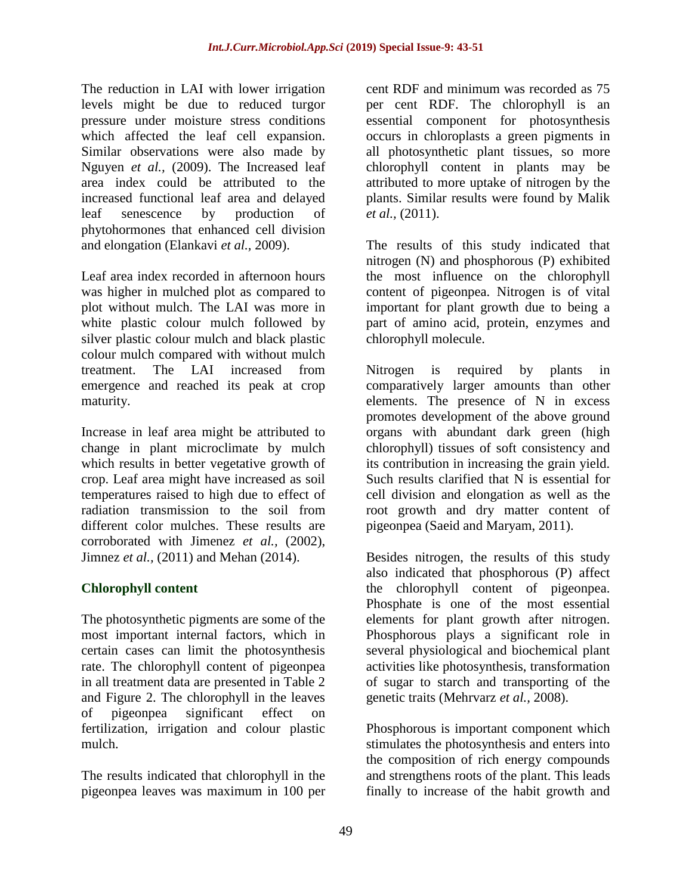The reduction in LAI with lower irrigation levels might be due to reduced turgor pressure under moisture stress conditions which affected the leaf cell expansion. Similar observations were also made by Nguyen *et al.,* (2009). The Increased leaf area index could be attributed to the increased functional leaf area and delayed leaf senescence by production of phytohormones that enhanced cell division and elongation (Elankavi *et al.,* 2009).

Leaf area index recorded in afternoon hours was higher in mulched plot as compared to plot without mulch. The LAI was more in white plastic colour mulch followed by silver plastic colour mulch and black plastic colour mulch compared with without mulch treatment. The LAI increased from emergence and reached its peak at crop maturity.

Increase in leaf area might be attributed to change in plant microclimate by mulch which results in better vegetative growth of crop. Leaf area might have increased as soil temperatures raised to high due to effect of radiation transmission to the soil from different color mulches. These results are corroborated with Jimenez *et al.,* (2002), Jimnez *et al.,* (2011) and Mehan (2014).

### Chlorophyll content

The photosynthetic pigments are some of the most important internal factors, which in certain cases can limit the photosynthesis rate. The chlorophyll content of pigeonpea in all treatment data are presented in Table 2 and Figure 2. The chlorophyll in the leaves of pigeonpea significant effect on fertilization, irrigation and colour plastic mulch.

The results indicated that chlorophyll in the pigeonpea leaves was maximum in 100 per cent RDF and minimum was recorded as 75 per cent RDF. The chlorophyll is an essential component for photosynthesis occurs in chloroplasts a green pigments in all photosynthetic plant tissues, so more chlorophyll content in plants may be attributed to more uptake of nitrogen by the plants. Similar results were found by Malik *et al.,* (2011).

The results of this study indicated that nitrogen (N) and phosphorous (P) exhibited the most influence on the chlorophyll content of pigeonpea. Nitrogen is of vital important for plant growth due to being a part of amino acid, protein, enzymes and chlorophyll molecule.

Nitrogen is required by plants in comparatively larger amounts than other elements. The presence of N in excess promotes development of the above ground organs with abundant dark green (high chlorophyll) tissues of soft consistency and its contribution in increasing the grain yield. Such results clarified that N is essential for cell division and elongation as well as the root growth and dry matter content of pigeonpea (Saeid and Maryam, 2011).

Besides nitrogen, the results of this study also indicated that phosphorous (P) affect the chlorophyll content of pigeonpea. Phosphate is one of the most essential elements for plant growth after nitrogen. Phosphorous plays a significant role in several physiological and biochemical plant activities like photosynthesis, transformation of sugar to starch and transporting of the genetic traits (Mehrvarz *et al.,* 2008).

Phosphorous is important component which stimulates the photosynthesis and enters into the composition of rich energy compounds and strengthens roots of the plant. This leads finally to increase of the habit growth and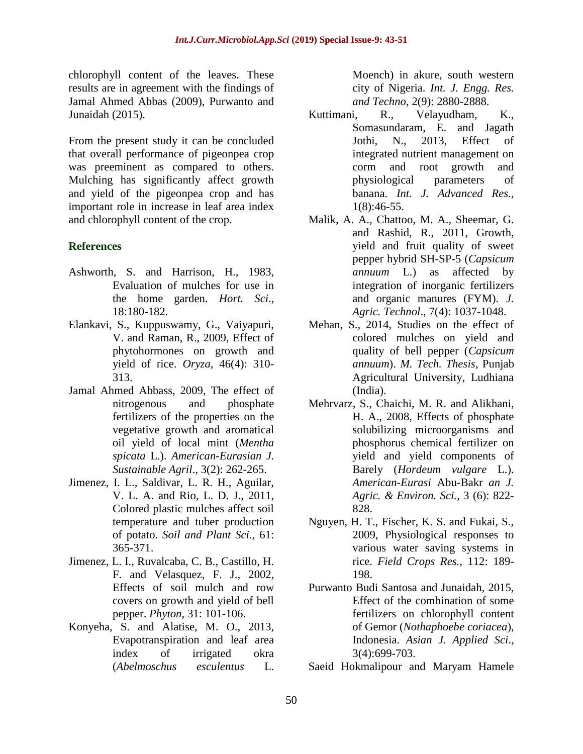chlorophyll content of the leaves. These results are in agreement with the findings of Jamal Ahmed Abbas (2009), Purwanto and Junaidah (2015).

From the present study it can be concluded that overall performance of pigeonpea crop was preeminent as compared to others. Mulching has significantly affect growth and yield of the pigeonpea crop and has important role in increase in leaf area index and chlorophyll content of the crop.

## References

Ashworth, S. and Harrison, H., 1983, Evaluation of mulches for use in the home garden. *Hort. Sci*., 18:180-182.

Elankavi, S., Kuppuswamy, G., Vaiyapuri, V. and Raman, R., 2009, Effect of phytohormones on growth and yield of rice. *Oryza*, 46(4): 310-313.

Jamal Ahmed Abbass, 2009, The effect of nitrogenous and phosphate fertilizers of the properties on the vegetative growth and aromatical oil yield of local mint (*Mentha spicata* L.). *American-Eurasian J. Sustainable Agril*., 3(2): 262-265.

Jimenez, I. L., Saldivar, L. R. H., Aguilar, V. L. A. and Rio, L. D. J., 2011, Colored plastic mulches affect soil temperature and tuber production of potato. *Soil and Plant Sci*., 61: 365-371.

Jimenez, L. I., Ruvalcaba, C. B., Castillo, H. F. and Velasquez, F. J., 2002, Effects of soil mulch and row covers on growth and yield of bell pepper. *Phyton*, 31: 101-106.

Konyeha, S. and Alatise, M. O., 2013, Evapotranspiration and leaf area index of irrigated okra (*Abelmoschus esculentus* L. Moench) in akure, south western city of Nigeria. *Int. J. Engg. Res. and Techno*, 2(9): 2880-2888.

Kuttimani, R., Velayudham, K., Somasundaram, E. and Jagath Jothi, N., 2013, Effect of integrated nutrient management on corm and root growth and physiological parameters of banana. *Int. J. Advanced Res.*, 1(8):46-55.

Malik, A. A., Chattoo, M. A., Sheemar, G. and Rashid, R., 2011, Growth, yield and fruit quality of sweet pepper hybrid SH-SP-5 (*Capsicum annuum* L.) as affected by integration of inorganic fertilizers and organic manures (FYM). *J. Agric. Technol*., 7(4): 1037-1048.

Mehan, S., 2014, Studies on the effect of colored mulches on yield and quality of bell pepper (*Capsicum annuum*). *M. Tech. Thesis*, Punjab Agricultural University, Ludhiana (India).

Mehrvarz, S., Chaichi, M. R. and Alikhani, H. A., 2008, Effects of phosphate solubilizing microorganisms and phosphorus chemical fertilizer on yield and yield components of Barely (*Hordeum vulgare* L.). *American-Eurasi* Abu-Bakr *an J. Agric. & Environ. Sci.,* 3 (6): 822-828.

Nguyen, H. T., Fischer, K. S. and Fukai, S., 2009, Physiological responses to various water saving systems in rice. *Field Crops Res.,* 112: 189-198.

Purwanto Budi Santosa and Junaidah, 2015, Effect of the combination of some fertilizers on chlorophyll content of Gemor (*Nothaphoebe coriacea*), Indonesia. *Asian J. Applied Sci*., 3(4):699-703.

Saeid Hokmalipour and Maryam Hamele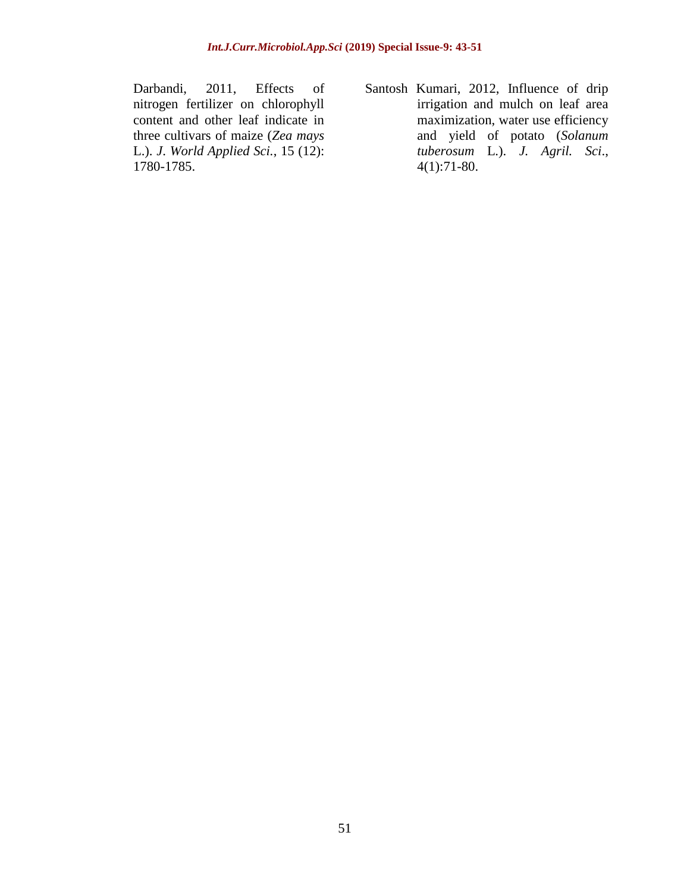Darbandi, 2011, Effects of nitrogen fertilizer on chlorophyll content and other leaf indicate in three cultivars of maize (*Zea mays* L.). *J. World Applied Sci.*, 15 (12): 1780-1785.

Santosh Kumari, 2012, Influence of drip irrigation and mulch on leaf area maximization, water use efficiency and yield of potato (*Solanum tuberosum* L.). *J. Agril. Sci*., 4(1):71-80.